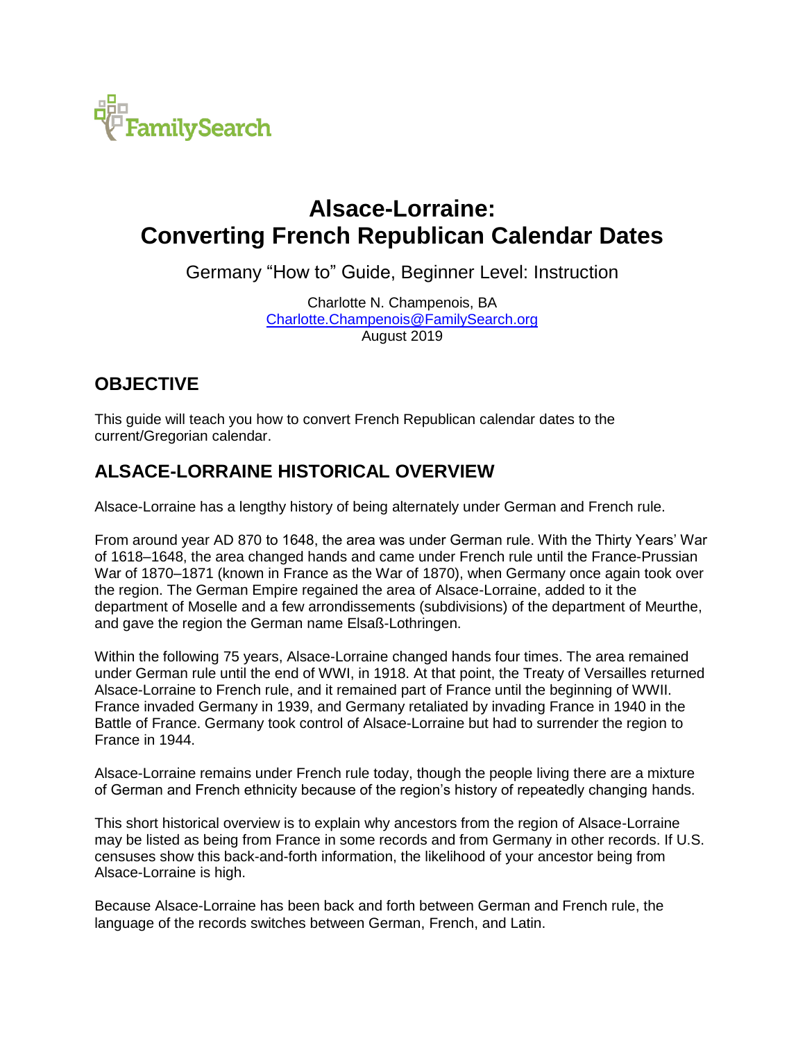FamilySearch

# Alsace-Lorraine: Converting French Republican Calendar Dates

Germany "How to" Guide, Beginner Level: Instruction

Charlotte N. Champenois, BA
Charlotte.Champenois@FamilySearch.org
August 2019

## OBJECTIVE

This guide will teach you how to convert French Republican calendar dates to the current/Gregorian calendar.

## ALSACE-LORRAINE HISTORICAL OVERVIEW

Alsace-Lorraine has a lengthy history of being alternately under German and French rule.

From around year AD 870 to 1648, the area was under German rule. With the Thirty Years' War of 1618–1648, the area changed hands and came under French rule until the France-Prussian War of 1870–1871 (known in France as the War of 1870), when Germany once again took over the region. The German Empire regained the area of Alsace-Lorraine, added to it the department of Moselle and a few arrondissements (subdivisions) of the department of Meurthe, and gave the region the German name Elsaß-Lothringen.

Within the following 75 years, Alsace-Lorraine changed hands four times. The area remained under German rule until the end of WWI, in 1918. At that point, the Treaty of Versailles returned Alsace-Lorraine to French rule, and it remained part of France until the beginning of WWII. France invaded Germany in 1939, and Germany retaliated by invading France in 1940 in the Battle of France. Germany took control of Alsace-Lorraine but had to surrender the region to France in 1944.

Alsace-Lorraine remains under French rule today, though the people living there are a mixture of German and French ethnicity because of the region's history of repeatedly changing hands.

This short historical overview is to explain why ancestors from the region of Alsace-Lorraine may be listed as being from France in some records and from Germany in other records. If U.S. censuses show this back-and-forth information, the likelihood of your ancestor being from Alsace-Lorraine is high.

Because Alsace-Lorraine has been back and forth between German and French rule, the language of the records switches between German, French, and Latin.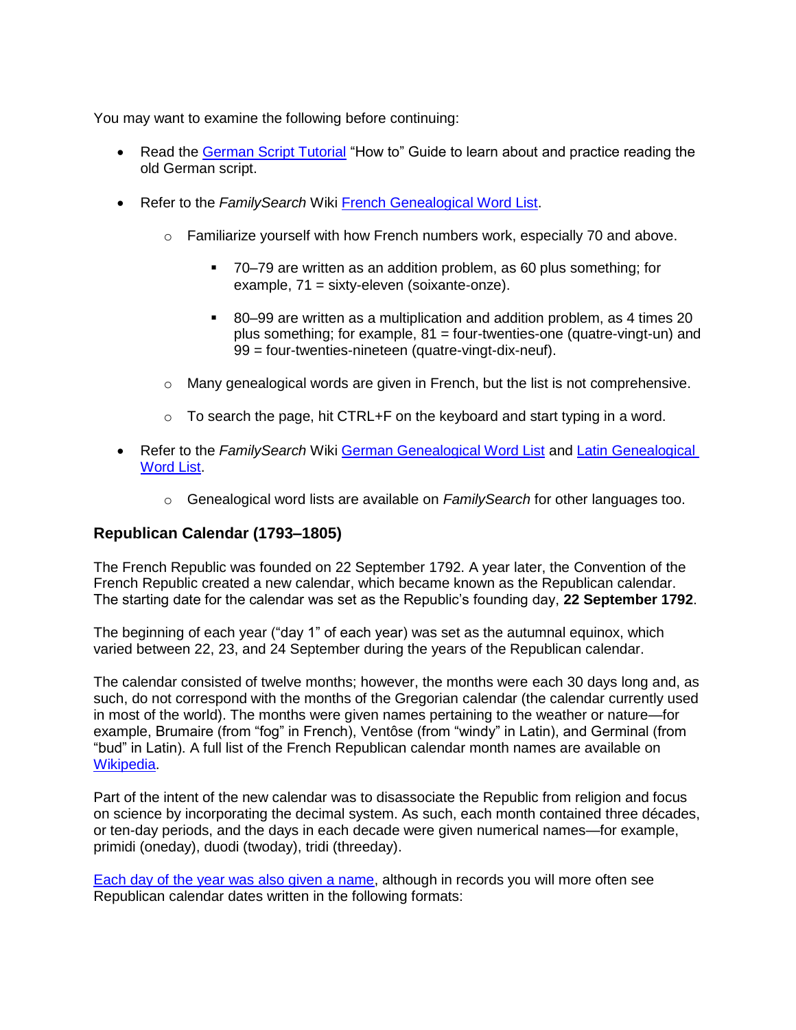You may want to examine the following before continuing:

- Read the German Script Tutorial "How to" Guide to learn about and practice reading the old German script.
- Refer to the *FamilySearch* Wiki French Genealogical Word List.
  - Familiarize yourself with how French numbers work, especially 70 and above.
    - 70–79 are written as an addition problem, as 60 plus something; for example, 71 = sixty-eleven (soixante-onze).
    - 80–99 are written as a multiplication and addition problem, as 4 times 20 plus something; for example, 81 = four-twenties-one (quatre-vingt-un) and 99 = four-twenties-nineteen (quatre-vingt-dix-neuf).
  - Many genealogical words are given in French, but the list is not comprehensive.
  - To search the page, hit CTRL+F on the keyboard and start typing in a word.
- Refer to the *FamilySearch* Wiki German Genealogical Word List and Latin Genealogical Word List.
  - Genealogical word lists are available on *FamilySearch* for other languages too.

### Republican Calendar (1793–1805)

The French Republic was founded on 22 September 1792. A year later, the Convention of the French Republic created a new calendar, which became known as the Republican calendar. The starting date for the calendar was set as the Republic's founding day, **22 September 1792**.

The beginning of each year ("day 1" of each year) was set as the autumnal equinox, which varied between 22, 23, and 24 September during the years of the Republican calendar.

The calendar consisted of twelve months; however, the months were each 30 days long and, as such, do not correspond with the months of the Gregorian calendar (the calendar currently used in most of the world). The months were given names pertaining to the weather or nature—for example, Brumaire (from "fog" in French), Ventôse (from "windy" in Latin), and Germinal (from "bud" in Latin). A full list of the French Republican calendar month names are available on Wikipedia.

Part of the intent of the new calendar was to disassociate the Republic from religion and focus on science by incorporating the decimal system. As such, each month contained three décades, or ten-day periods, and the days in each decade were given numerical names—for example, primidi (oneday), duodi (twoday), tridi (threeday).

Each day of the year was also given a name, although in records you will more often see Republican calendar dates written in the following formats: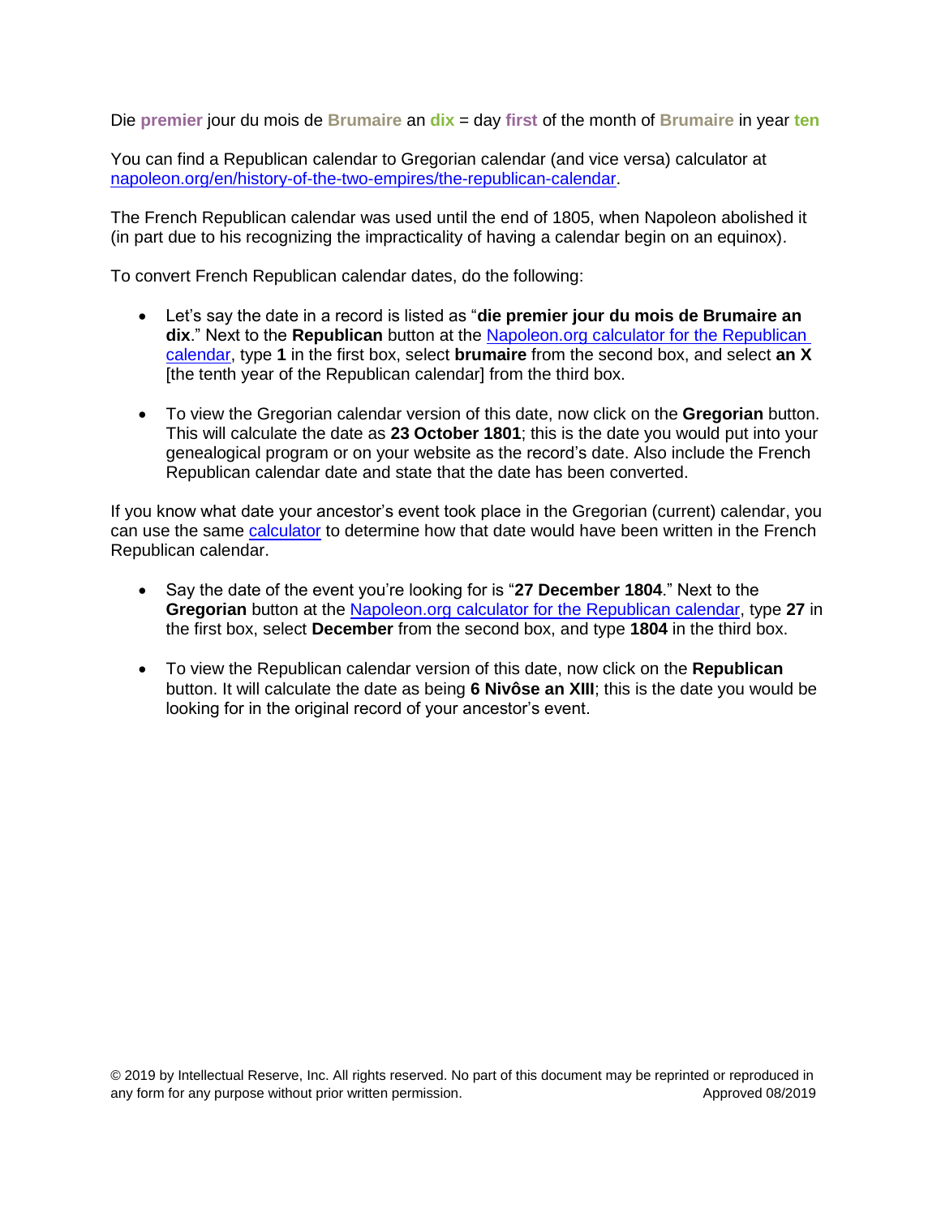Die **premier** jour du mois de **Brumaire** an **dix** = day **first** of the month of **Brumaire** in year **ten**

You can find a Republican calendar to Gregorian calendar (and vice versa) calculator at [napoleon.org/en/history-of-the-two-empires/the-republican-calendar](napoleon.org/en/history-of-the-two-empires/the-republican-calendar).

The French Republican calendar was used until the end of 1805, when Napoleon abolished it (in part due to his recognizing the impracticality of having a calendar begin on an equinox).

To convert French Republican calendar dates, do the following:

- Let's say the date in a record is listed as "**die premier jour du mois de Brumaire an dix**." Next to the **Republican** button at the Napoleon.org calculator for the Republican calendar, type **1** in the first box, select **brumaire** from the second box, and select **an X** [the tenth year of the Republican calendar] from the third box.

- To view the Gregorian calendar version of this date, now click on the **Gregorian** button. This will calculate the date as **23 October 1801**; this is the date you would put into your genealogical program or on your website as the record's date. Also include the French Republican calendar date and state that the date has been converted.

If you know what date your ancestor's event took place in the Gregorian (current) calendar, you can use the same calculator to determine how that date would have been written in the French Republican calendar.

- Say the date of the event you're looking for is "**27 December 1804**." Next to the **Gregorian** button at the Napoleon.org calculator for the Republican calendar, type **27** in the first box, select **December** from the second box, and type **1804** in the third box.

- To view the Republican calendar version of this date, now click on the **Republican** button. It will calculate the date as being **6 Nivôse an XIII**; this is the date you would be looking for in the original record of your ancestor's event.

© 2019 by Intellectual Reserve, Inc. All rights reserved. No part of this document may be reprinted or reproduced in any form for any purpose without prior written permission. Approved 08/2019